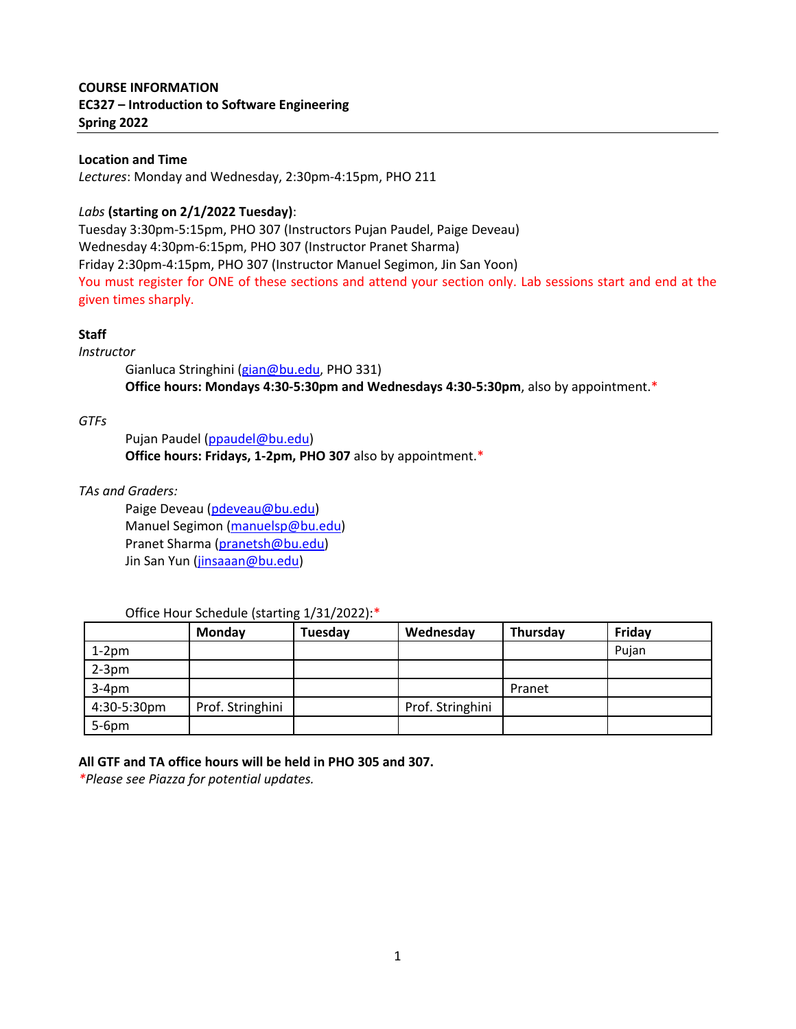**COURSE INFORMATION**
**EC327 – Introduction to Software Engineering**
**Spring 2022**

---

**Location and Time**

*Lectures*: Monday and Wednesday, 2:30pm-4:15pm, PHO 211

*Labs* **(starting on 2/1/2022 Tuesday)**:
Tuesday 3:30pm-5:15pm, PHO 307 (Instructors Pujan Paudel, Paige Deveau)
Wednesday 4:30pm-6:15pm, PHO 307 (Instructor Pranet Sharma)
Friday 2:30pm-4:15pm, PHO 307 (Instructor Manuel Segimon, Jin San Yoon)
You must register for ONE of these sections and attend your section only. Lab sessions start and end at the given times sharply.

**Staff**

*Instructor*

Gianluca Stringhini (gian@bu.edu, PHO 331)
**Office hours: Mondays 4:30-5:30pm and Wednesdays 4:30-5:30pm**, also by appointment.*

*GTFs*

Pujan Paudel (ppaudel@bu.edu)
**Office hours: Fridays, 1-2pm, PHO 307** also by appointment.*

*TAs and Graders:*

Paige Deveau (pdeveau@bu.edu)
Manuel Segimon (manuelsp@bu.edu)
Pranet Sharma (pranetsh@bu.edu)
Jin San Yun (jinsaaan@bu.edu)

Office Hour Schedule (starting 1/31/2022):*

| | Monday | Tuesday | Wednesday | Thursday | Friday |
|---|---|---|---|---|---|
| 1-2pm | | | | | Pujan |
| 2-3pm | | | | | |
| 3-4pm | | | | Pranet | |
| 4:30-5:30pm | Prof. Stringhini | | Prof. Stringhini | | |
| 5-6pm | | | | | |

**All GTF and TA office hours will be held in PHO 305 and 307.**
*\*Please see Piazza for potential updates.*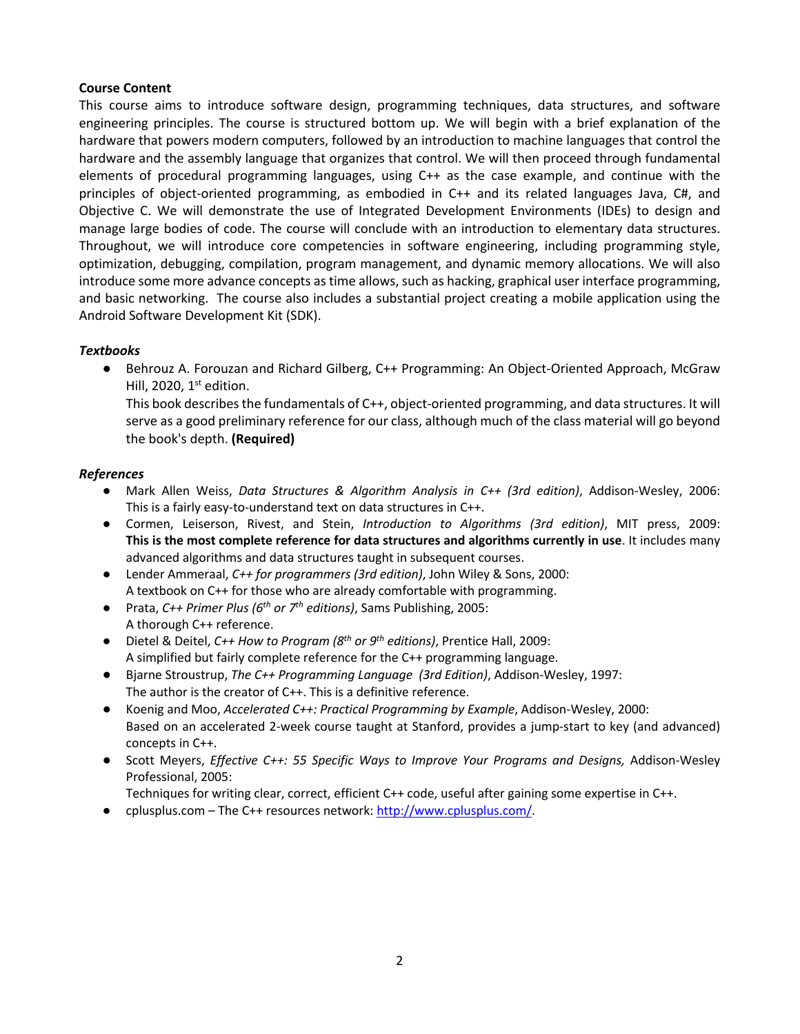**Course Content**

This course aims to introduce software design, programming techniques, data structures, and software engineering principles. The course is structured bottom up. We will begin with a brief explanation of the hardware that powers modern computers, followed by an introduction to machine languages that control the hardware and the assembly language that organizes that control. We will then proceed through fundamental elements of procedural programming languages, using C++ as the case example, and continue with the principles of object-oriented programming, as embodied in C++ and its related languages Java, C#, and Objective C. We will demonstrate the use of Integrated Development Environments (IDEs) to design and manage large bodies of code. The course will conclude with an introduction to elementary data structures. Throughout, we will introduce core competencies in software engineering, including programming style, optimization, debugging, compilation, program management, and dynamic memory allocations. We will also introduce some more advance concepts as time allows, such as hacking, graphical user interface programming, and basic networking. The course also includes a substantial project creating a mobile application using the Android Software Development Kit (SDK).

***Textbooks***

- Behrouz A. Forouzan and Richard Gilberg, C++ Programming: An Object-Oriented Approach, McGraw Hill, 2020, 1st edition.
  This book describes the fundamentals of C++, object-oriented programming, and data structures. It will serve as a good preliminary reference for our class, although much of the class material will go beyond the book's depth. **(Required)**

***References***

- Mark Allen Weiss, *Data Structures & Algorithm Analysis in C++ (3rd edition)*, Addison-Wesley, 2006: This is a fairly easy-to-understand text on data structures in C++.
- Cormen, Leiserson, Rivest, and Stein, *Introduction to Algorithms (3rd edition)*, MIT press, 2009: **This is the most complete reference for data structures and algorithms currently in use**. It includes many advanced algorithms and data structures taught in subsequent courses.
- Lender Ammeraal, *C++ for programmers (3rd edition)*, John Wiley & Sons, 2000:
  A textbook on C++ for those who are already comfortable with programming.
- Prata, *C++ Primer Plus (6th or 7th editions)*, Sams Publishing, 2005:
  A thorough C++ reference.
- Dietel & Deitel, *C++ How to Program (8th or 9th editions)*, Prentice Hall, 2009:
  A simplified but fairly complete reference for the C++ programming language.
- Bjarne Stroustrup, *The C++ Programming Language (3rd Edition)*, Addison-Wesley, 1997:
  The author is the creator of C++. This is a definitive reference.
- Koenig and Moo, *Accelerated C++: Practical Programming by Example*, Addison-Wesley, 2000:
  Based on an accelerated 2-week course taught at Stanford, provides a jump-start to key (and advanced) concepts in C++.
- Scott Meyers, *Effective C++: 55 Specific Ways to Improve Your Programs and Designs,* Addison-Wesley Professional, 2005:
  Techniques for writing clear, correct, efficient C++ code, useful after gaining some expertise in C++.
- cplusplus.com – The C++ resources network: [http://www.cplusplus.com/](http://www.cplusplus.com/).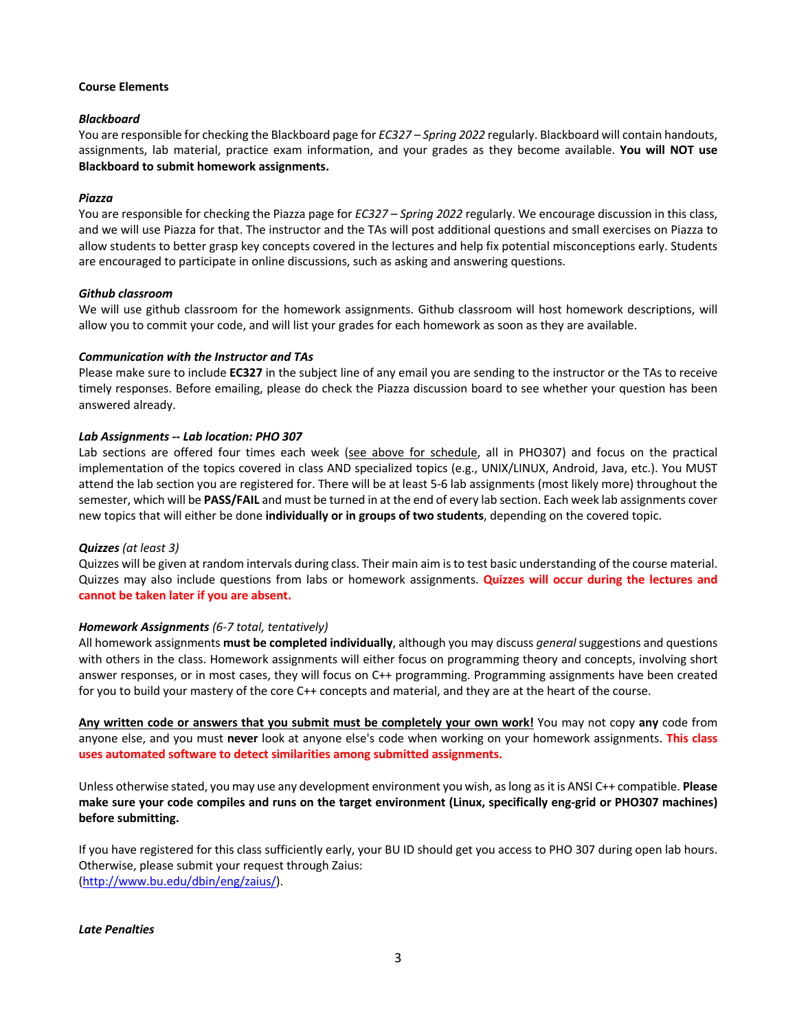**Course Elements**

***Blackboard***

You are responsible for checking the Blackboard page for *EC327 – Spring 2022* regularly. Blackboard will contain handouts, assignments, lab material, practice exam information, and your grades as they become available. **You will NOT use Blackboard to submit homework assignments.**

***Piazza***

You are responsible for checking the Piazza page for *EC327 – Spring 2022* regularly. We encourage discussion in this class, and we will use Piazza for that. The instructor and the TAs will post additional questions and small exercises on Piazza to allow students to better grasp key concepts covered in the lectures and help fix potential misconceptions early. Students are encouraged to participate in online discussions, such as asking and answering questions.

***Github classroom***

We will use github classroom for the homework assignments. Github classroom will host homework descriptions, will allow you to commit your code, and will list your grades for each homework as soon as they are available.

***Communication with the Instructor and TAs***

Please make sure to include **EC327** in the subject line of any email you are sending to the instructor or the TAs to receive timely responses. Before emailing, please do check the Piazza discussion board to see whether your question has been answered already.

***Lab Assignments -- Lab location: PHO 307***

Lab sections are offered four times each week (see above for schedule, all in PHO307) and focus on the practical implementation of the topics covered in class AND specialized topics (e.g., UNIX/LINUX, Android, Java, etc.). You MUST attend the lab section you are registered for. There will be at least 5-6 lab assignments (most likely more) throughout the semester, which will be **PASS/FAIL** and must be turned in at the end of every lab section. Each week lab assignments cover new topics that will either be done **individually or in groups of two students**, depending on the covered topic.

***Quizzes*** *(at least 3)*

Quizzes will be given at random intervals during class. Their main aim is to test basic understanding of the course material. Quizzes may also include questions from labs or homework assignments. **Quizzes will occur during the lectures and cannot be taken later if you are absent.**

***Homework Assignments*** *(6-7 total, tentatively)*

All homework assignments **must be completed individually**, although you may discuss *general* suggestions and questions with others in the class. Homework assignments will either focus on programming theory and concepts, involving short answer responses, or in most cases, they will focus on C++ programming. Programming assignments have been created for you to build your mastery of the core C++ concepts and material, and they are at the heart of the course.

**Any written code or answers that you submit must be completely your own work!** You may not copy **any** code from anyone else, and you must **never** look at anyone else's code when working on your homework assignments. **This class uses automated software to detect similarities among submitted assignments.**

Unless otherwise stated, you may use any development environment you wish, as long as it is ANSI C++ compatible. **Please make sure your code compiles and runs on the target environment (Linux, specifically eng-grid or PHO307 machines) before submitting.**

If you have registered for this class sufficiently early, your BU ID should get you access to PHO 307 during open lab hours. Otherwise, please submit your request through Zaius:
(http://www.bu.edu/dbin/eng/zaius/).

***Late Penalties***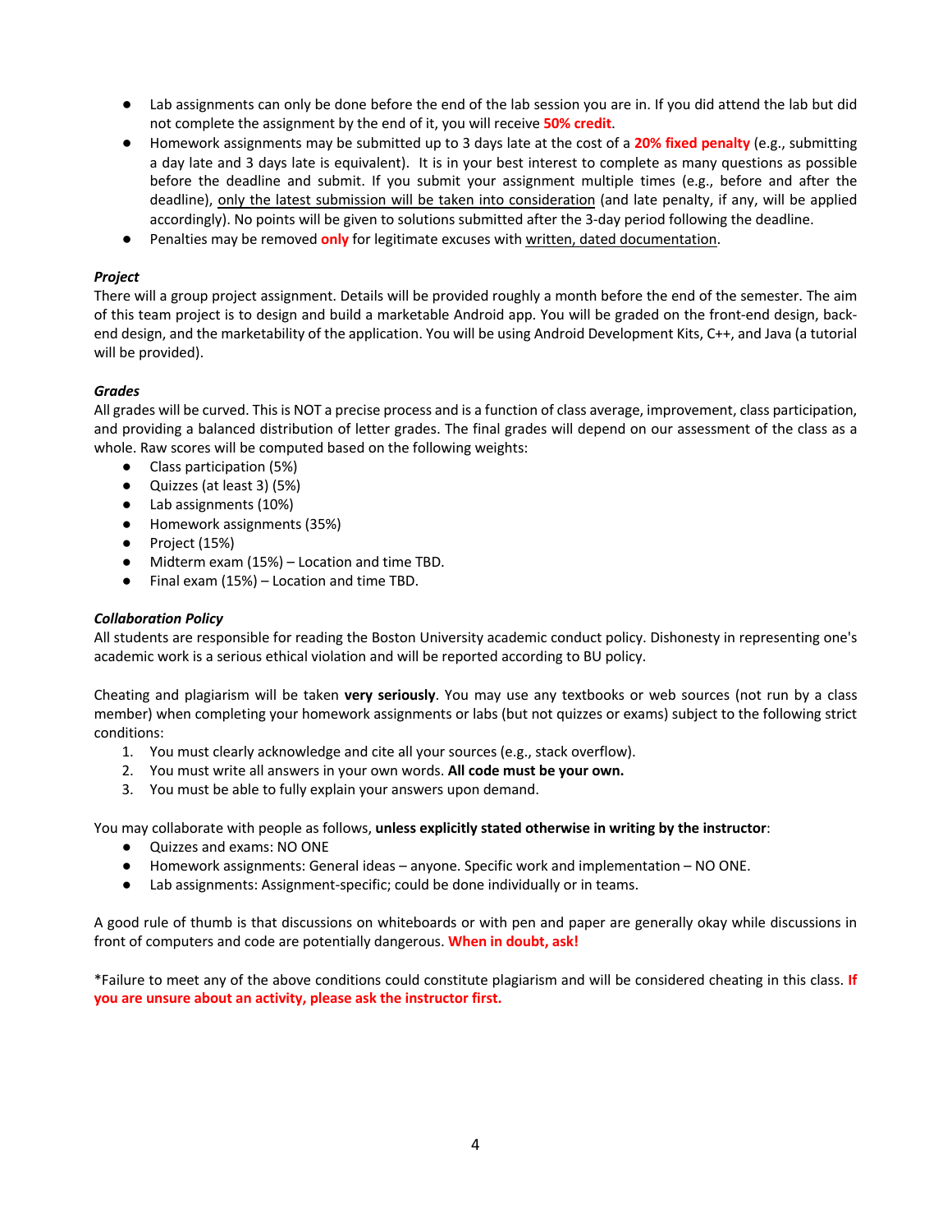- Lab assignments can only be done before the end of the lab session you are in. If you did attend the lab but did not complete the assignment by the end of it, you will receive **50% credit**.
- Homework assignments may be submitted up to 3 days late at the cost of a **20% fixed penalty** (e.g., submitting a day late and 3 days late is equivalent). It is in your best interest to complete as many questions as possible before the deadline and submit. If you submit your assignment multiple times (e.g., before and after the deadline), only the latest submission will be taken into consideration (and late penalty, if any, will be applied accordingly). No points will be given to solutions submitted after the 3-day period following the deadline.
- Penalties may be removed **only** for legitimate excuses with written, dated documentation.

***Project***

There will a group project assignment. Details will be provided roughly a month before the end of the semester. The aim of this team project is to design and build a marketable Android app. You will be graded on the front-end design, back-end design, and the marketability of the application. You will be using Android Development Kits, C++, and Java (a tutorial will be provided).

***Grades***

All grades will be curved. This is NOT a precise process and is a function of class average, improvement, class participation, and providing a balanced distribution of letter grades. The final grades will depend on our assessment of the class as a whole. Raw scores will be computed based on the following weights:

- Class participation (5%)
- Quizzes (at least 3) (5%)
- Lab assignments (10%)
- Homework assignments (35%)
- Project (15%)
- Midterm exam (15%) – Location and time TBD.
- Final exam (15%) – Location and time TBD.

***Collaboration Policy***

All students are responsible for reading the Boston University academic conduct policy. Dishonesty in representing one's academic work is a serious ethical violation and will be reported according to BU policy.

Cheating and plagiarism will be taken **very seriously**. You may use any textbooks or web sources (not run by a class member) when completing your homework assignments or labs (but not quizzes or exams) subject to the following strict conditions:

1. You must clearly acknowledge and cite all your sources (e.g., stack overflow).
2. You must write all answers in your own words. **All code must be your own.**
3. You must be able to fully explain your answers upon demand.

You may collaborate with people as follows, **unless explicitly stated otherwise in writing by the instructor**:

- Quizzes and exams: NO ONE
- Homework assignments: General ideas – anyone. Specific work and implementation – NO ONE.
- Lab assignments: Assignment-specific; could be done individually or in teams.

A good rule of thumb is that discussions on whiteboards or with pen and paper are generally okay while discussions in front of computers and code are potentially dangerous. **When in doubt, ask!**

*Failure to meet any of the above conditions could constitute plagiarism and will be considered cheating in this class. **If you are unsure about an activity, please ask the instructor first.**